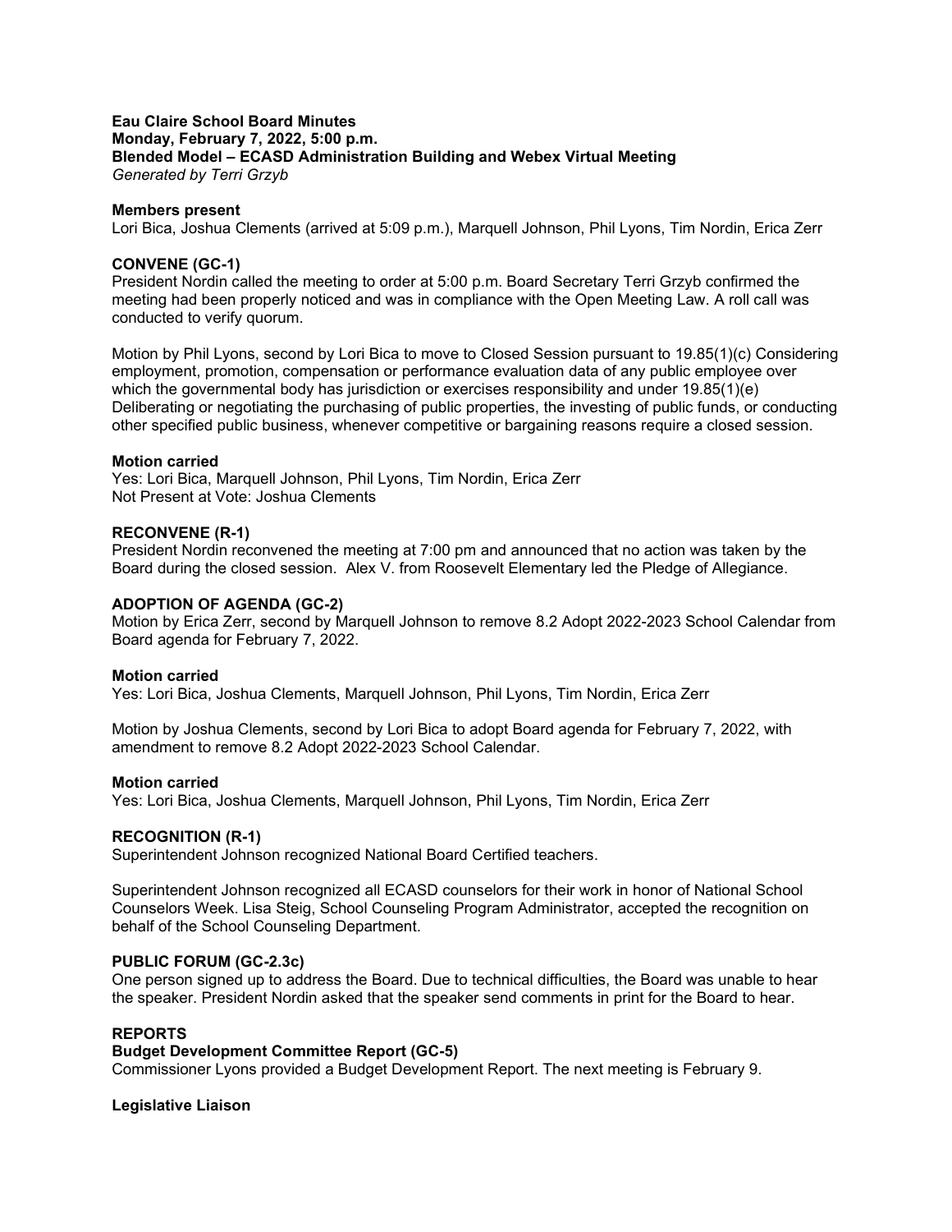**Eau Claire School Board Minutes**
**Monday, February 7, 2022, 5:00 p.m.**
**Blended Model – ECASD Administration Building and Webex Virtual Meeting**
*Generated by Terri Grzyb*

**Members present**
Lori Bica, Joshua Clements (arrived at 5:09 p.m.), Marquell Johnson, Phil Lyons, Tim Nordin, Erica Zerr

**CONVENE (GC-1)**
President Nordin called the meeting to order at 5:00 p.m. Board Secretary Terri Grzyb confirmed the meeting had been properly noticed and was in compliance with the Open Meeting Law. A roll call was conducted to verify quorum.

Motion by Phil Lyons, second by Lori Bica to move to Closed Session pursuant to 19.85(1)(c) Considering employment, promotion, compensation or performance evaluation data of any public employee over which the governmental body has jurisdiction or exercises responsibility and under 19.85(1)(e) Deliberating or negotiating the purchasing of public properties, the investing of public funds, or conducting other specified public business, whenever competitive or bargaining reasons require a closed session.

**Motion carried**
Yes: Lori Bica, Marquell Johnson, Phil Lyons, Tim Nordin, Erica Zerr
Not Present at Vote: Joshua Clements

**RECONVENE (R-1)**
President Nordin reconvened the meeting at 7:00 pm and announced that no action was taken by the Board during the closed session. Alex V. from Roosevelt Elementary led the Pledge of Allegiance.

**ADOPTION OF AGENDA (GC-2)**
Motion by Erica Zerr, second by Marquell Johnson to remove 8.2 Adopt 2022-2023 School Calendar from Board agenda for February 7, 2022.

**Motion carried**
Yes: Lori Bica, Joshua Clements, Marquell Johnson, Phil Lyons, Tim Nordin, Erica Zerr

Motion by Joshua Clements, second by Lori Bica to adopt Board agenda for February 7, 2022, with amendment to remove 8.2 Adopt 2022-2023 School Calendar.

**Motion carried**
Yes: Lori Bica, Joshua Clements, Marquell Johnson, Phil Lyons, Tim Nordin, Erica Zerr

**RECOGNITION (R-1)**
Superintendent Johnson recognized National Board Certified teachers.

Superintendent Johnson recognized all ECASD counselors for their work in honor of National School Counselors Week. Lisa Steig, School Counseling Program Administrator, accepted the recognition on behalf of the School Counseling Department.

**PUBLIC FORUM (GC-2.3c)**
One person signed up to address the Board. Due to technical difficulties, the Board was unable to hear the speaker. President Nordin asked that the speaker send comments in print for the Board to hear.

**REPORTS**
**Budget Development Committee Report (GC-5)**
Commissioner Lyons provided a Budget Development Report. The next meeting is February 9.

**Legislative Liaison**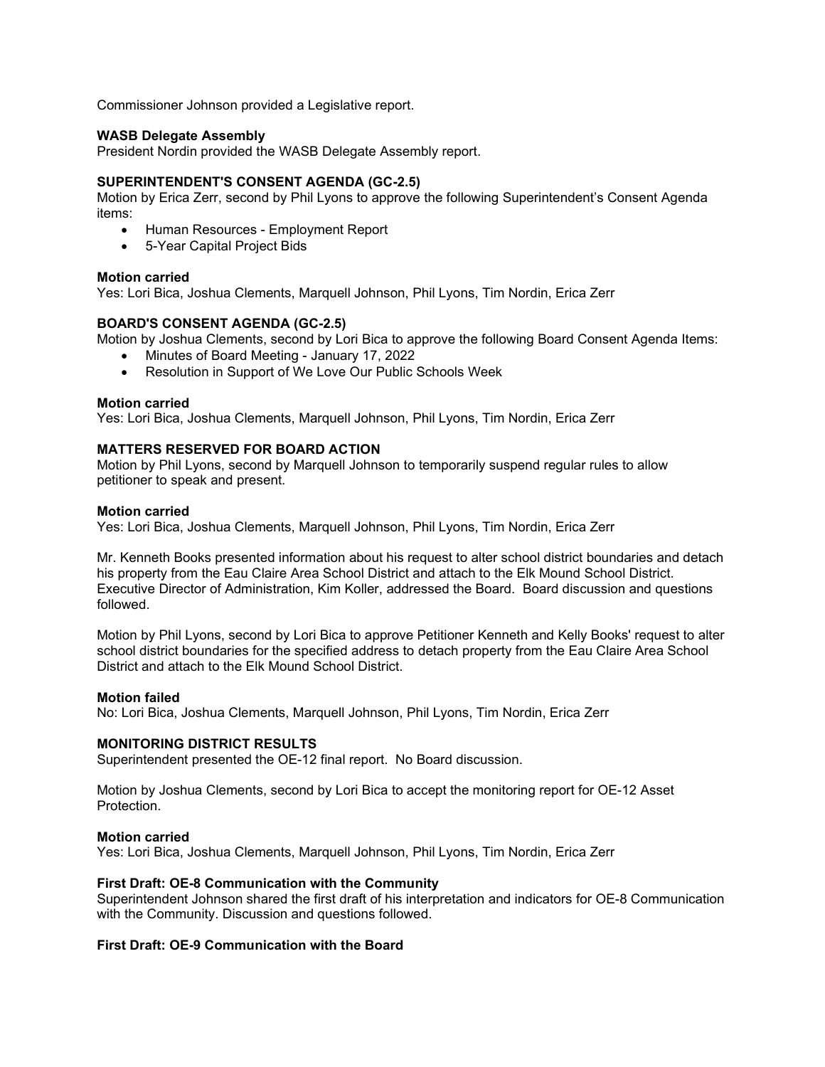Commissioner Johnson provided a Legislative report.

**WASB Delegate Assembly**
President Nordin provided the WASB Delegate Assembly report.

**SUPERINTENDENT'S CONSENT AGENDA (GC-2.5)**
Motion by Erica Zerr, second by Phil Lyons to approve the following Superintendent's Consent Agenda items:

- Human Resources - Employment Report
- 5-Year Capital Project Bids

**Motion carried**
Yes: Lori Bica, Joshua Clements, Marquell Johnson, Phil Lyons, Tim Nordin, Erica Zerr

**BOARD'S CONSENT AGENDA (GC-2.5)**
Motion by Joshua Clements, second by Lori Bica to approve the following Board Consent Agenda Items:

- Minutes of Board Meeting - January 17, 2022
- Resolution in Support of We Love Our Public Schools Week

**Motion carried**
Yes: Lori Bica, Joshua Clements, Marquell Johnson, Phil Lyons, Tim Nordin, Erica Zerr

**MATTERS RESERVED FOR BOARD ACTION**
Motion by Phil Lyons, second by Marquell Johnson to temporarily suspend regular rules to allow petitioner to speak and present.

**Motion carried**
Yes: Lori Bica, Joshua Clements, Marquell Johnson, Phil Lyons, Tim Nordin, Erica Zerr

Mr. Kenneth Books presented information about his request to alter school district boundaries and detach his property from the Eau Claire Area School District and attach to the Elk Mound School District. Executive Director of Administration, Kim Koller, addressed the Board. Board discussion and questions followed.

Motion by Phil Lyons, second by Lori Bica to approve Petitioner Kenneth and Kelly Books' request to alter school district boundaries for the specified address to detach property from the Eau Claire Area School District and attach to the Elk Mound School District.

**Motion failed**
No: Lori Bica, Joshua Clements, Marquell Johnson, Phil Lyons, Tim Nordin, Erica Zerr

**MONITORING DISTRICT RESULTS**
Superintendent presented the OE-12 final report. No Board discussion.

Motion by Joshua Clements, second by Lori Bica to accept the monitoring report for OE-12 Asset Protection.

**Motion carried**
Yes: Lori Bica, Joshua Clements, Marquell Johnson, Phil Lyons, Tim Nordin, Erica Zerr

**First Draft: OE-8 Communication with the Community**
Superintendent Johnson shared the first draft of his interpretation and indicators for OE-8 Communication with the Community. Discussion and questions followed.

**First Draft: OE-9 Communication with the Board**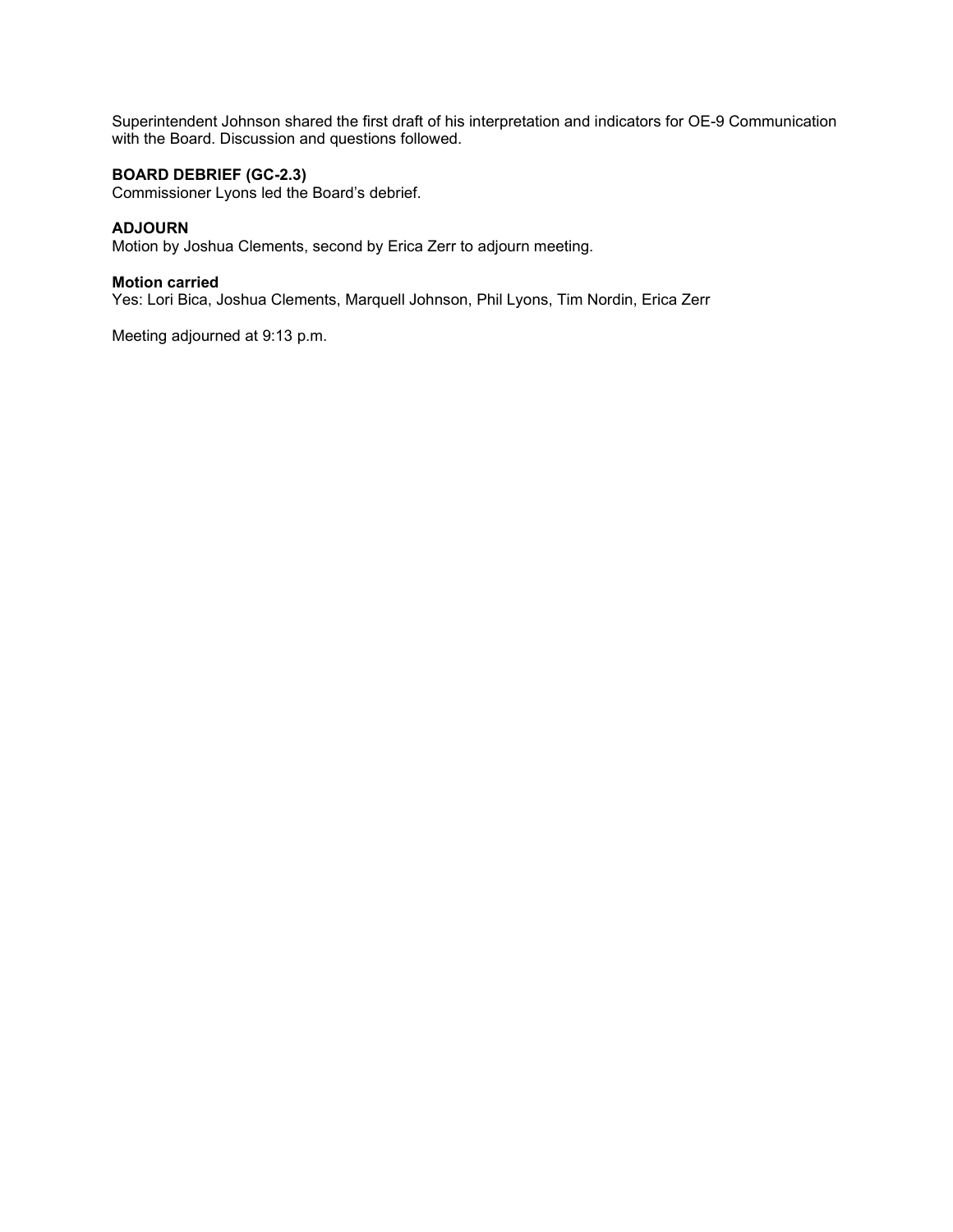Superintendent Johnson shared the first draft of his interpretation and indicators for OE-9 Communication with the Board. Discussion and questions followed.

**BOARD DEBRIEF (GC-2.3)**
Commissioner Lyons led the Board's debrief.

**ADJOURN**
Motion by Joshua Clements, second by Erica Zerr to adjourn meeting.

**Motion carried**
Yes: Lori Bica, Joshua Clements, Marquell Johnson, Phil Lyons, Tim Nordin, Erica Zerr

Meeting adjourned at 9:13 p.m.